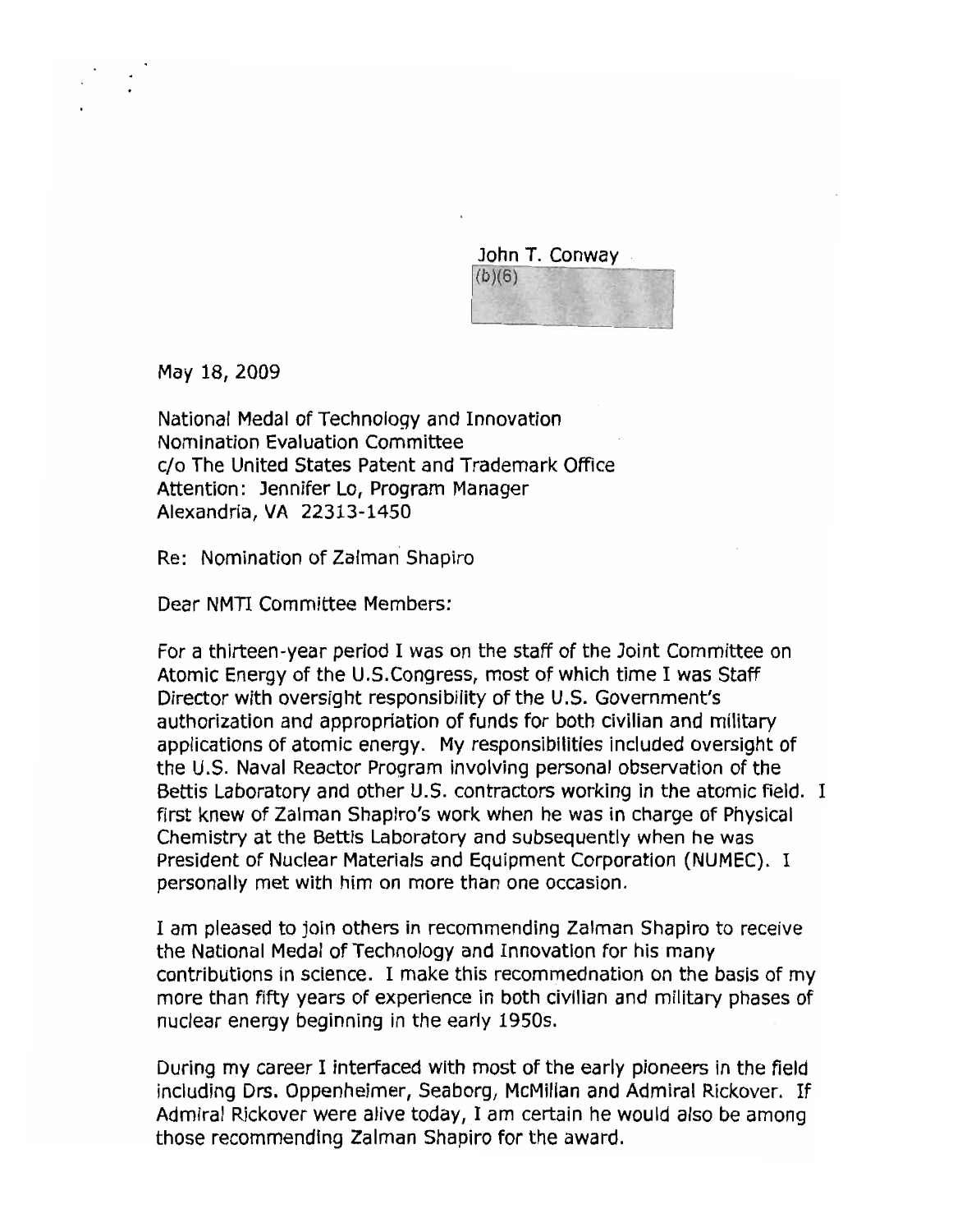John T. Conway
(b)(6)

May 18, 2009

National Medal of Technology and Innovation
Nomination Evaluation Committee
c/o The United States Patent and Trademark Office
Attention: Jennifer Lo, Program Manager
Alexandria, VA 22313-1450

Re: Nomination of Zalman Shapiro

Dear NMTI Committee Members:

For a thirteen-year period I was on the staff of the Joint Committee on Atomic Energy of the U.S.Congress, most of which time I was Staff Director with oversight responsibility of the U.S. Government's authorization and appropriation of funds for both civilian and military applications of atomic energy. My responsibilities included oversight of the U.S. Naval Reactor Program involving personal observation of the Bettis Laboratory and other U.S. contractors working in the atomic field. I first knew of Zalman Shapiro's work when he was in charge of Physical Chemistry at the Bettis Laboratory and subsequently when he was President of Nuclear Materials and Equipment Corporation (NUMEC). I personally met with him on more than one occasion.

I am pleased to join others in recommending Zalman Shapiro to receive the National Medal of Technology and Innovation for his many contributions in science. I make this recommednation on the basis of my more than fifty years of experience in both civilian and military phases of nuclear energy beginning in the early 1950s.

During my career I interfaced with most of the early pioneers in the field including Drs. Oppenheimer, Seaborg, McMillan and Admiral Rickover. If Admiral Rickover were alive today, I am certain he would also be among those recommending Zalman Shapiro for the award.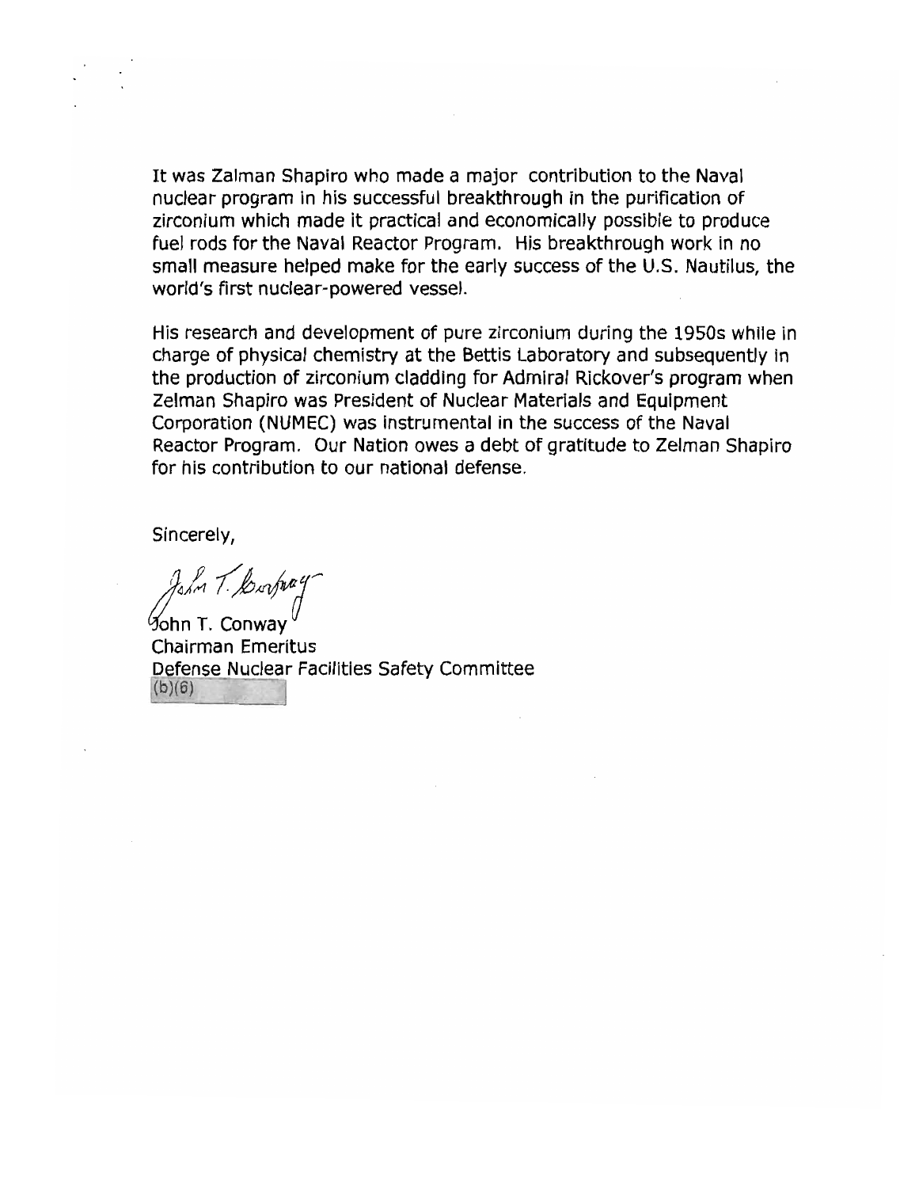It was Zalman Shapiro who made a major contribution to the Naval nuclear program in his successful breakthrough in the purification of zirconium which made it practical and economically possible to produce fuel rods for the Naval Reactor Program. His breakthrough work in no small measure helped make for the early success of the U.S. Nautilus, the world's first nuclear-powered vessel.

His research and development of pure zirconium during the 1950s while in charge of physical chemistry at the Bettis Laboratory and subsequently in the production of zirconium cladding for Admiral Rickover's program when Zelman Shapiro was President of Nuclear Materials and Equipment Corporation (NUMEC) was instrumental in the success of the Naval Reactor Program. Our Nation owes a debt of gratitude to Zelman Shapiro for his contribution to our national defense.

Sincerely,

John T. Conway

John T. Conway
Chairman Emeritus
Defense Nuclear Facilities Safety Committee
(b)(6)